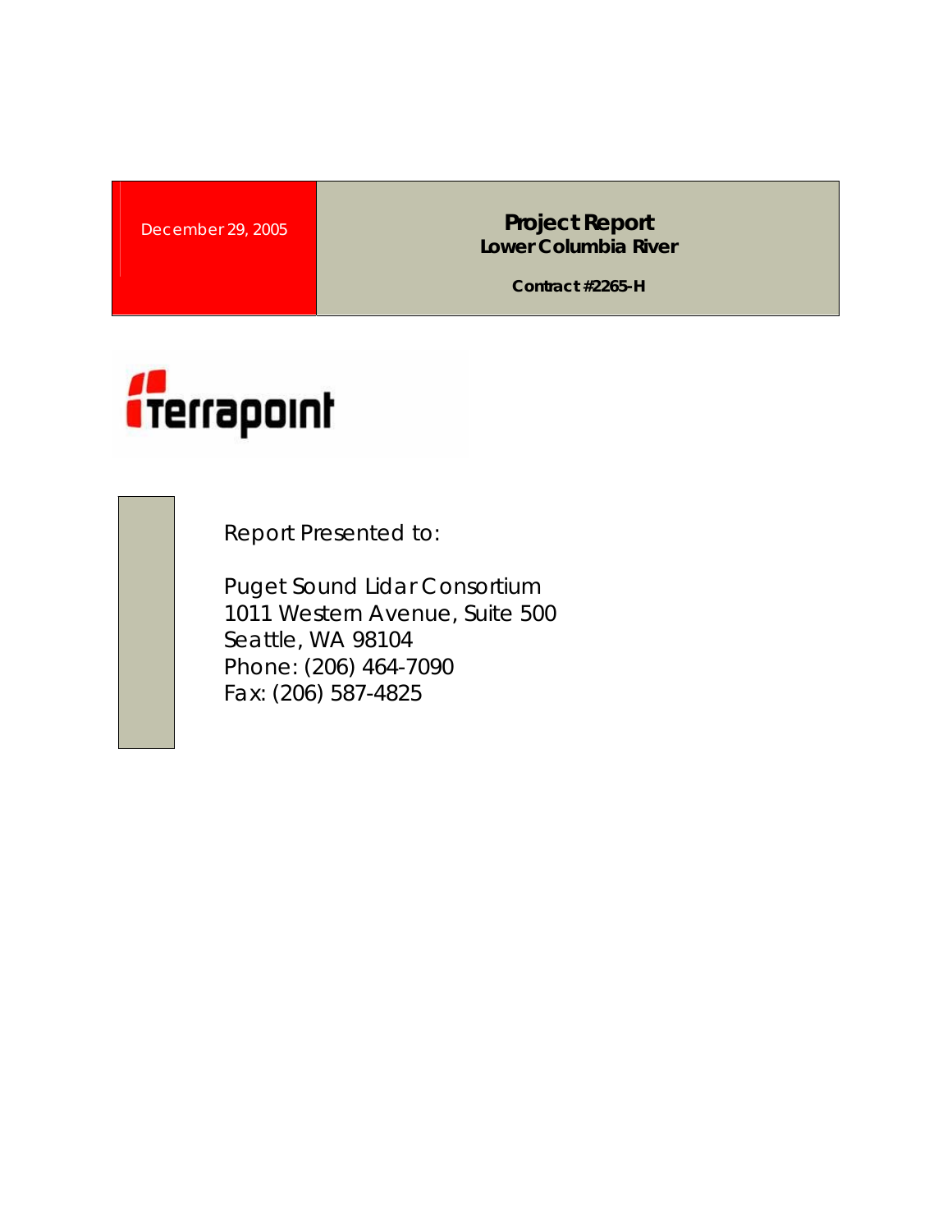December 29, 2005

# Project Report
## Lower Columbia River

**Contract #2265-H**

terrapoint

Report Presented to:

Puget Sound Lidar Consortium
1011 Western Avenue, Suite 500
Seattle, WA 98104
Phone: (206) 464-7090
Fax: (206) 587-4825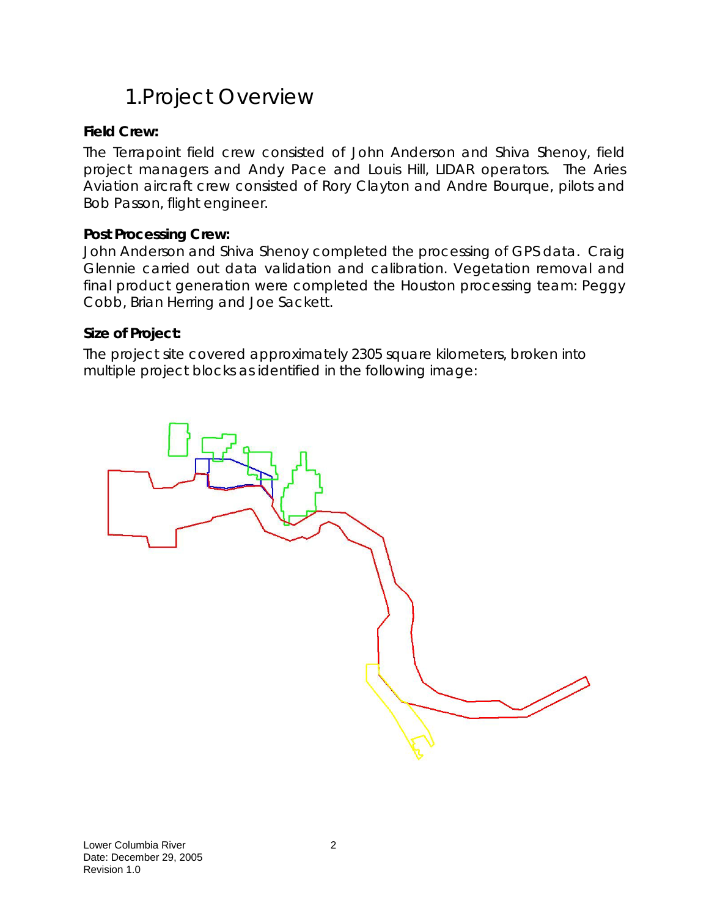# 1. Project Overview

**Field Crew:**

The Terrapoint field crew consisted of John Anderson and Shiva Shenoy, field project managers and Andy Pace and Louis Hill, LIDAR operators. The Aries Aviation aircraft crew consisted of Rory Clayton and Andre Bourque, pilots and Bob Passon, flight engineer.

**Post Processing Crew:**

John Anderson and Shiva Shenoy completed the processing of GPS data. Craig Glennie carried out data validation and calibration. Vegetation removal and final product generation were completed the Houston processing team: Peggy Cobb, Brian Herring and Joe Sackett.

**Size of Project:**

The project site covered approximately 2305 square kilometers, broken into multiple project blocks as identified in the following image: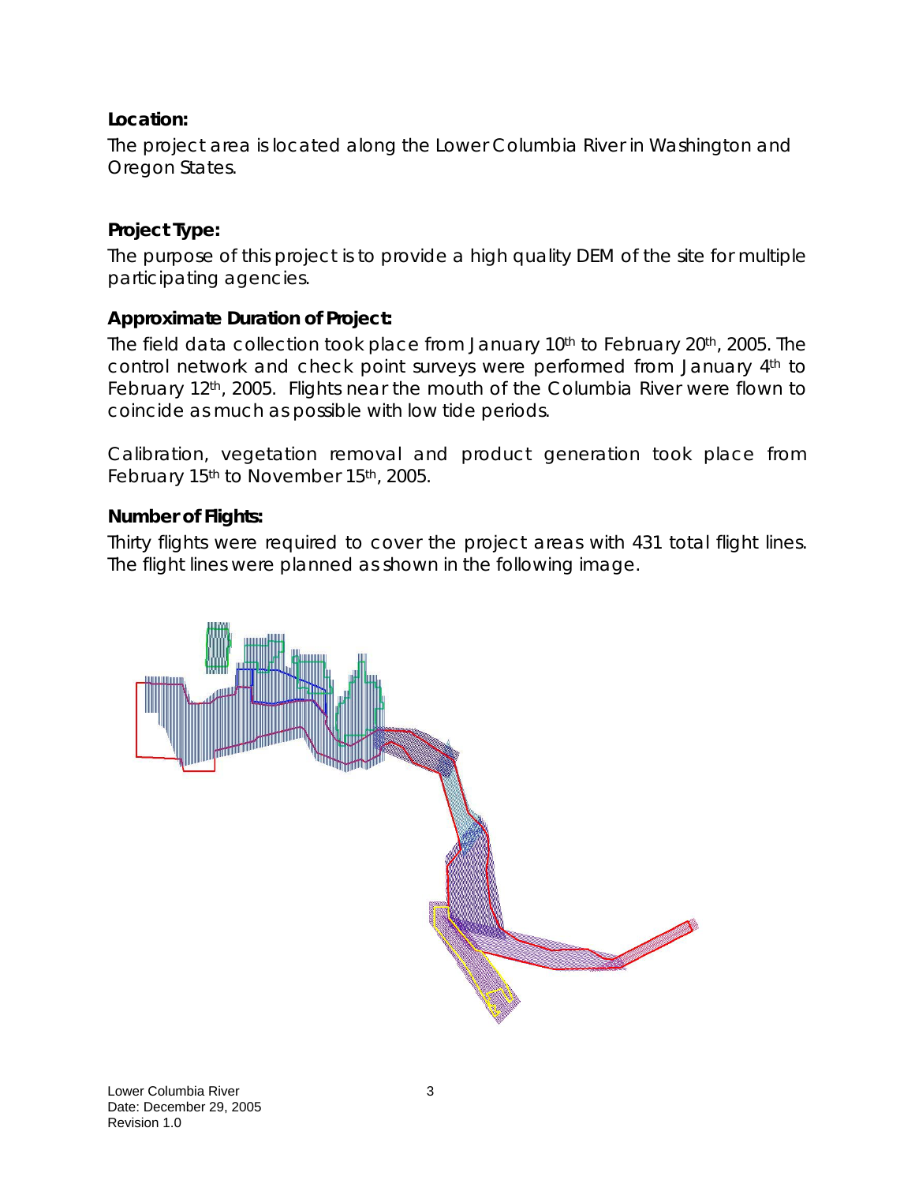### Location:

The project area is located along the Lower Columbia River in Washington and Oregon States.

### Project Type:

The purpose of this project is to provide a high quality DEM of the site for multiple participating agencies.

### Approximate Duration of Project:

The field data collection took place from January 10th to February 20th, 2005. The control network and check point surveys were performed from January 4th to February 12th, 2005. Flights near the mouth of the Columbia River were flown to coincide as much as possible with low tide periods.

Calibration, vegetation removal and product generation took place from February 15th to November 15th, 2005.

### Number of Flights:

Thirty flights were required to cover the project areas with 431 total flight lines. The flight lines were planned as shown in the following image.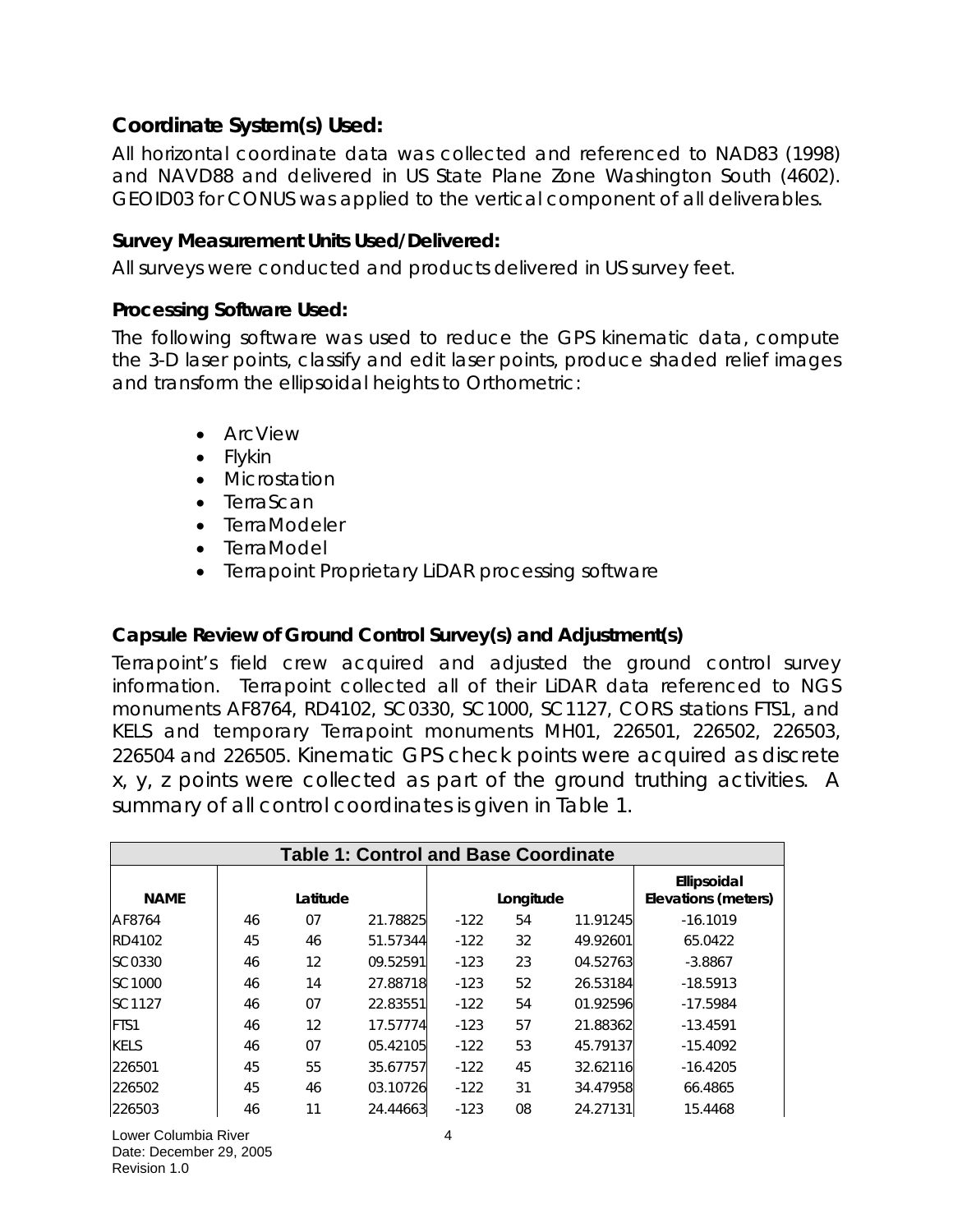### Coordinate System(s) Used:

All horizontal coordinate data was collected and referenced to NAD83 (1998) and NAVD88 and delivered in US State Plane Zone Washington South (4602). GEOID03 for CONUS was applied to the vertical component of all deliverables.

#### Survey Measurement Units Used/Delivered:

All surveys were conducted and products delivered in US survey feet.

#### Processing Software Used:

The following software was used to reduce the GPS kinematic data, compute the 3-D laser points, classify and edit laser points, produce shaded relief images and transform the ellipsoidal heights to Orthometric:

- ArcView
- Flykin
- Microstation
- TerraScan
- TerraModeler
- TerraModel
- Terrapoint Proprietary LiDAR processing software

#### Capsule Review of Ground Control Survey(s) and Adjustment(s)

Terrapoint's field crew acquired and adjusted the ground control survey information. Terrapoint collected all of their LiDAR data referenced to NGS monuments AF8764, RD4102, SC0330, SC1000, SC1127, CORS stations FTS1, and KELS and temporary Terrapoint monuments MH01, 226501, 226502, 226503, 226504 and 226505. Kinematic GPS check points were acquired as discrete x, y, z points were collected as part of the ground truthing activities. A summary of all control coordinates is given in Table 1.

| Table 1: Control and Base Coordinate | | | | | | | |
|---|---|---|---|---|---|---|---|
| NAME | Latitude | | | Longitude | | | Ellipsoidal Elevations (meters) |
| AF8764 | 46 | 07 | 21.78825 | -122 | 54 | 11.91245 | -16.1019 |
| RD4102 | 45 | 46 | 51.57344 | -122 | 32 | 49.92601 | 65.0422 |
| SC0330 | 46 | 12 | 09.52591 | -123 | 23 | 04.52763 | -3.8867 |
| SC1000 | 46 | 14 | 27.88718 | -123 | 52 | 26.53184 | -18.5913 |
| SC1127 | 46 | 07 | 22.83551 | -122 | 54 | 01.92596 | -17.5984 |
| FTS1 | 46 | 12 | 17.57774 | -123 | 57 | 21.88362 | -13.4591 |
| KELS | 46 | 07 | 05.42105 | -122 | 53 | 45.79137 | -15.4092 |
| 226501 | 45 | 55 | 35.67757 | -122 | 45 | 32.62116 | -16.4205 |
| 226502 | 45 | 46 | 03.10726 | -122 | 31 | 34.47958 | 66.4865 |
| 226503 | 46 | 11 | 24.44663 | -123 | 08 | 24.27131 | 15.4468 |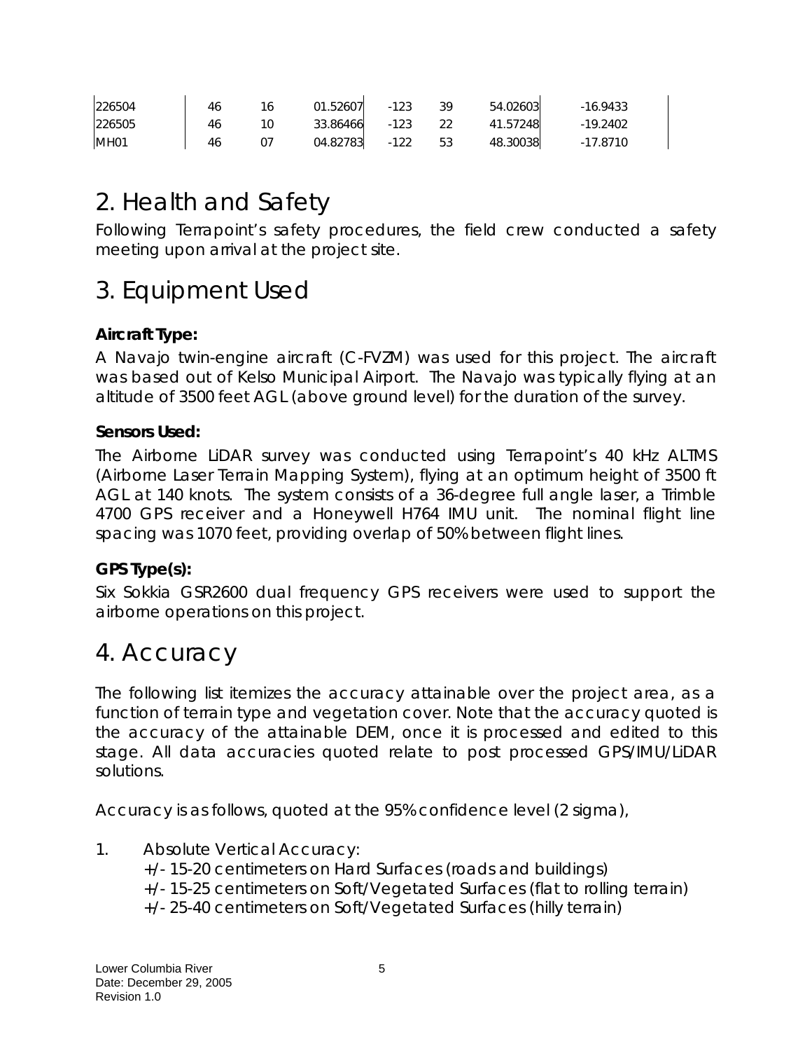| 226504 | 46 | 16 | 01.52607 | -123 | 39 | 54.02603 | -16.9433 |
|---|---|---|---|---|---|---|---|
| 226505 | 46 | 10 | 33.86466 | -123 | 22 | 41.57248 | -19.2402 |
| MH01 | 46 | 07 | 04.82783 | -122 | 53 | 48.30038 | -17.8710 |

# 2. Health and Safety

Following Terrapoint's safety procedures, the field crew conducted a safety meeting upon arrival at the project site.

# 3. Equipment Used

**Aircraft Type:**

A Navajo twin-engine aircraft (C-FVZM) was used for this project. The aircraft was based out of Kelso Municipal Airport. The Navajo was typically flying at an altitude of 3500 feet AGL (above ground level) for the duration of the survey.

**Sensors Used:**

The Airborne LiDAR survey was conducted using Terrapoint's 40 kHz ALTMS (Airborne Laser Terrain Mapping System), flying at an optimum height of 3500 ft AGL at 140 knots. The system consists of a 36-degree full angle laser, a Trimble 4700 GPS receiver and a Honeywell H764 IMU unit. The nominal flight line spacing was 1070 feet, providing overlap of 50% between flight lines.

**GPS Type(s):**

Six Sokkia GSR2600 dual frequency GPS receivers were used to support the airborne operations on this project.

# 4. Accuracy

The following list itemizes the accuracy attainable over the project area, as a function of terrain type and vegetation cover. Note that the accuracy quoted is the accuracy of the attainable DEM, once it is processed and edited to this stage. All data accuracies quoted relate to post processed GPS/IMU/LiDAR solutions.

Accuracy is as follows, quoted at the 95% confidence level (2 sigma),

1. Absolute Vertical Accuracy:
   +/- 15-20 centimeters on Hard Surfaces (roads and buildings)
   +/- 15-25 centimeters on Soft/Vegetated Surfaces (flat to rolling terrain)
   +/- 25-40 centimeters on Soft/Vegetated Surfaces (hilly terrain)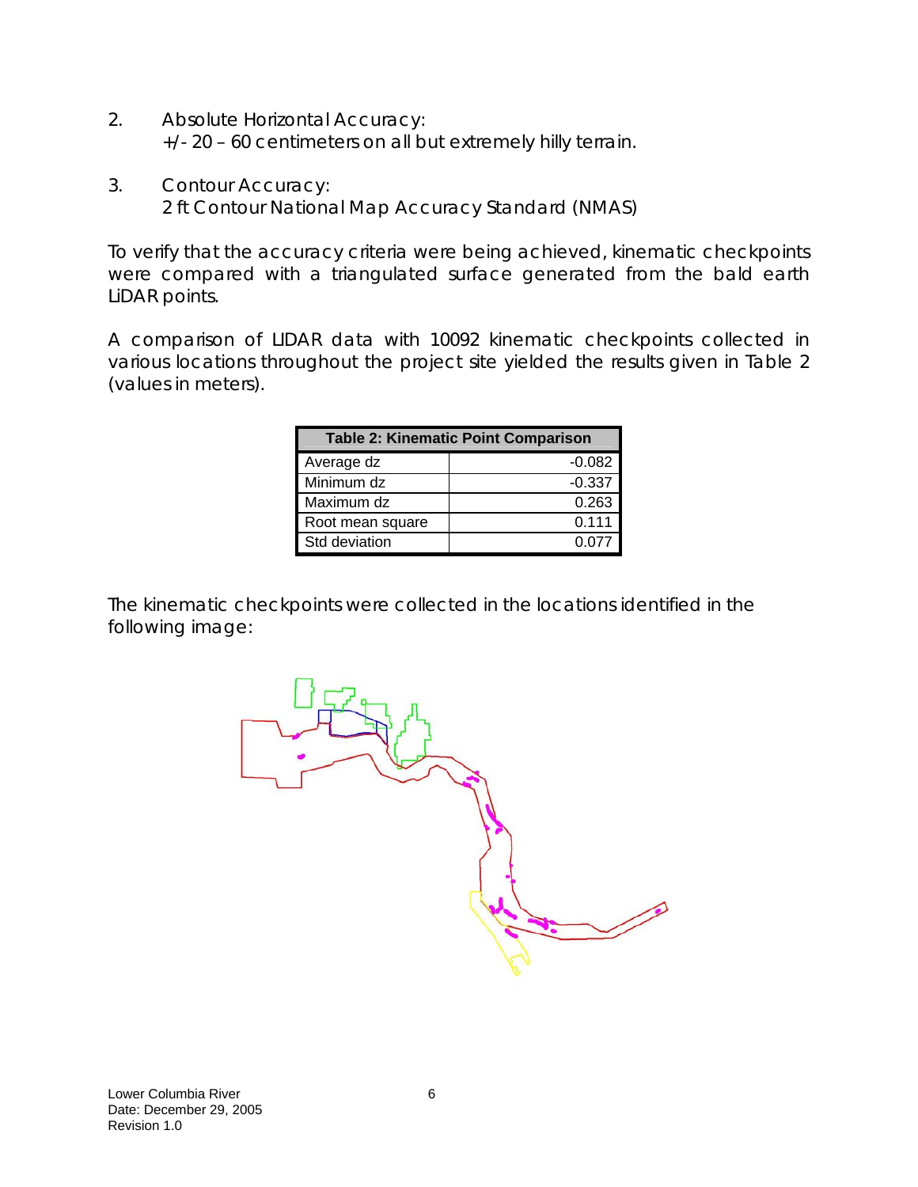2. Absolute Horizontal Accuracy:
   +/- 20 – 60 centimeters on all but extremely hilly terrain.

3. Contour Accuracy:
   2 ft Contour National Map Accuracy Standard (NMAS)

To verify that the accuracy criteria were being achieved, kinematic checkpoints were compared with a triangulated surface generated from the bald earth LiDAR points.

A comparison of LIDAR data with 10092 kinematic checkpoints collected in various locations throughout the project site yielded the results given in Table 2 (values in meters).

| Table 2: Kinematic Point Comparison | |
|---|---|
| Average dz | -0.082 |
| Minimum dz | -0.337 |
| Maximum dz | 0.263 |
| Root mean square | 0.111 |
| Std deviation | 0.077 |

The kinematic checkpoints were collected in the locations identified in the following image: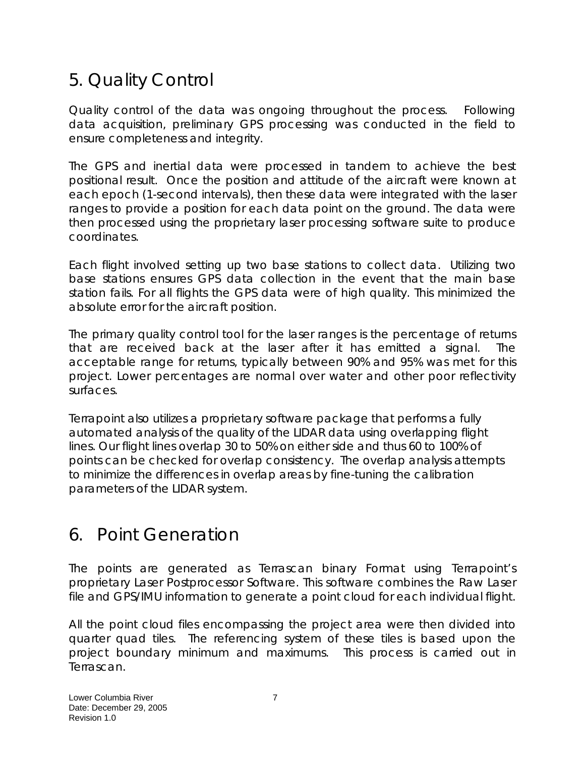# 5. Quality Control

Quality control of the data was ongoing throughout the process. Following data acquisition, preliminary GPS processing was conducted in the field to ensure completeness and integrity.

The GPS and inertial data were processed in tandem to achieve the best positional result. Once the position and attitude of the aircraft were known at each epoch (1-second intervals), then these data were integrated with the laser ranges to provide a position for each data point on the ground. The data were then processed using the proprietary laser processing software suite to produce coordinates.

Each flight involved setting up two base stations to collect data. Utilizing two base stations ensures GPS data collection in the event that the main base station fails. For all flights the GPS data were of high quality. This minimized the absolute error for the aircraft position.

The primary quality control tool for the laser ranges is the percentage of returns that are received back at the laser after it has emitted a signal. The acceptable range for returns, typically between 90% and 95% was met for this project. Lower percentages are normal over water and other poor reflectivity surfaces.

Terrapoint also utilizes a proprietary software package that performs a fully automated analysis of the quality of the LIDAR data using overlapping flight lines. Our flight lines overlap 30 to 50% on either side and thus 60 to 100% of points can be checked for overlap consistency. The overlap analysis attempts to minimize the differences in overlap areas by fine-tuning the calibration parameters of the LIDAR system.

# 6. Point Generation

The points are generated as Terrascan binary Format using Terrapoint's proprietary Laser Postprocessor Software. This software combines the Raw Laser file and GPS/IMU information to generate a point cloud for each individual flight.

All the point cloud files encompassing the project area were then divided into quarter quad tiles. The referencing system of these tiles is based upon the project boundary minimum and maximums. This process is carried out in Terrascan.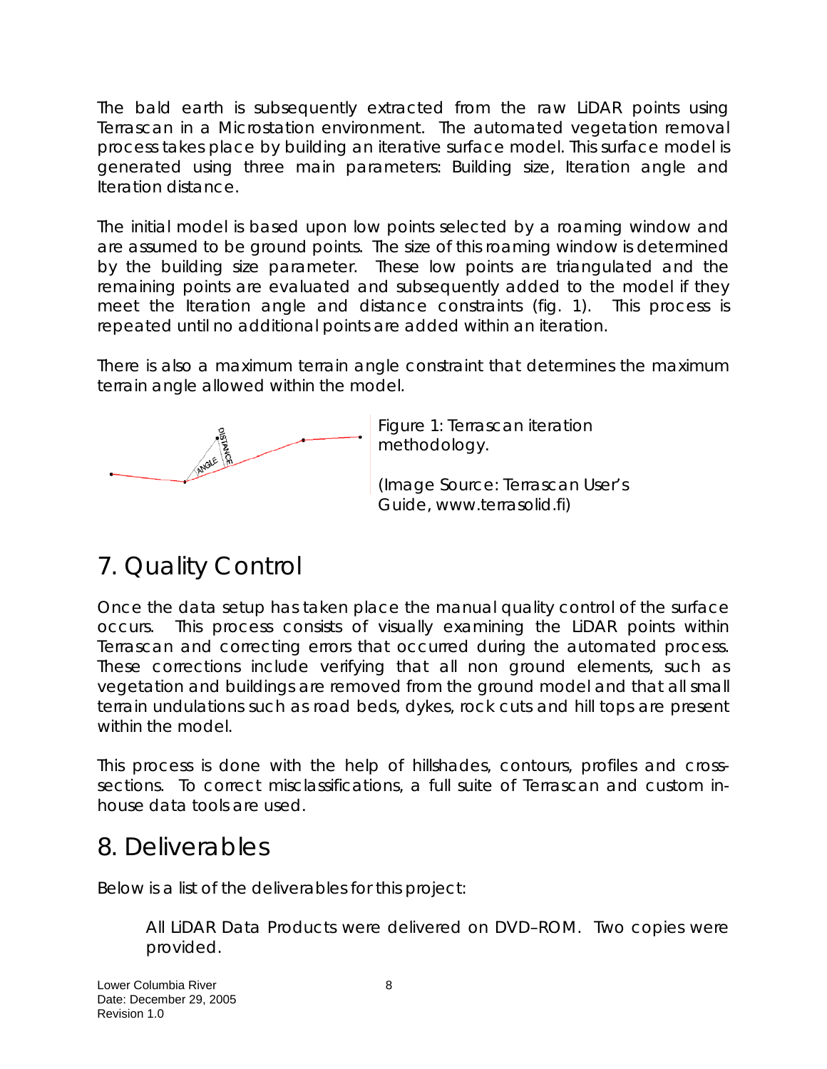The bald earth is subsequently extracted from the raw LiDAR points using Terrascan in a Microstation environment. The automated vegetation removal process takes place by building an iterative surface model. This surface model is generated using three main parameters: Building size, Iteration angle and Iteration distance.

The initial model is based upon low points selected by a roaming window and are assumed to be ground points. The size of this roaming window is determined by the building size parameter. These low points are triangulated and the remaining points are evaluated and subsequently added to the model if they meet the Iteration angle and distance constraints (fig. 1). This process is repeated until no additional points are added within an iteration.

There is also a maximum terrain angle constraint that determines the maximum terrain angle allowed within the model.

Figure 1: Terrascan iteration methodology.

(Image Source: Terrascan User's Guide, www.terrasolid.fi)

# 7. Quality Control

Once the data setup has taken place the manual quality control of the surface occurs. This process consists of visually examining the LiDAR points within Terrascan and correcting errors that occurred during the automated process. These corrections include verifying that all non ground elements, such as vegetation and buildings are removed from the ground model and that all small terrain undulations such as road beds, dykes, rock cuts and hill tops are present within the model.

This process is done with the help of hillshades, contours, profiles and cross-sections. To correct misclassifications, a full suite of Terrascan and custom in-house data tools are used.

# 8. Deliverables

Below is a list of the deliverables for this project:

All LiDAR Data Products were delivered on DVD–ROM. Two copies were provided.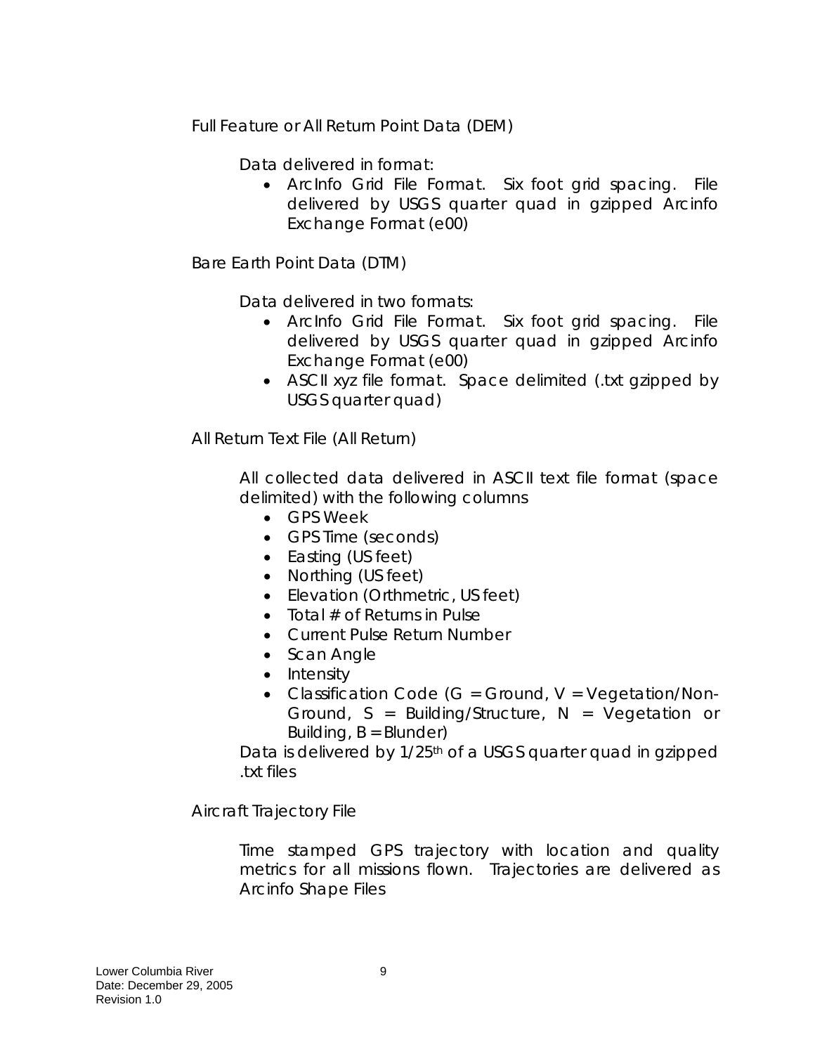Full Feature or All Return Point Data (DEM)

Data delivered in format:

- ArcInfo Grid File Format. Six foot grid spacing. File delivered by USGS quarter quad in gzipped Arcinfo Exchange Format (e00)

Bare Earth Point Data (DTM)

Data delivered in two formats:

- ArcInfo Grid File Format. Six foot grid spacing. File delivered by USGS quarter quad in gzipped Arcinfo Exchange Format (e00)
- ASCII xyz file format. Space delimited (.txt gzipped by USGS quarter quad)

All Return Text File (All Return)

All collected data delivered in ASCII text file format (space delimited) with the following columns

- GPS Week
- GPS Time (seconds)
- Easting (US feet)
- Northing (US feet)
- Elevation (Orthmetric, US feet)
- Total # of Returns in Pulse
- Current Pulse Return Number
- Scan Angle
- Intensity
- Classification Code (G = Ground, V = Vegetation/Non-Ground, S = Building/Structure, N = Vegetation or Building, B = Blunder)

Data is delivered by 1/25th of a USGS quarter quad in gzipped .txt files

Aircraft Trajectory File

Time stamped GPS trajectory with location and quality metrics for all missions flown. Trajectories are delivered as Arcinfo Shape Files